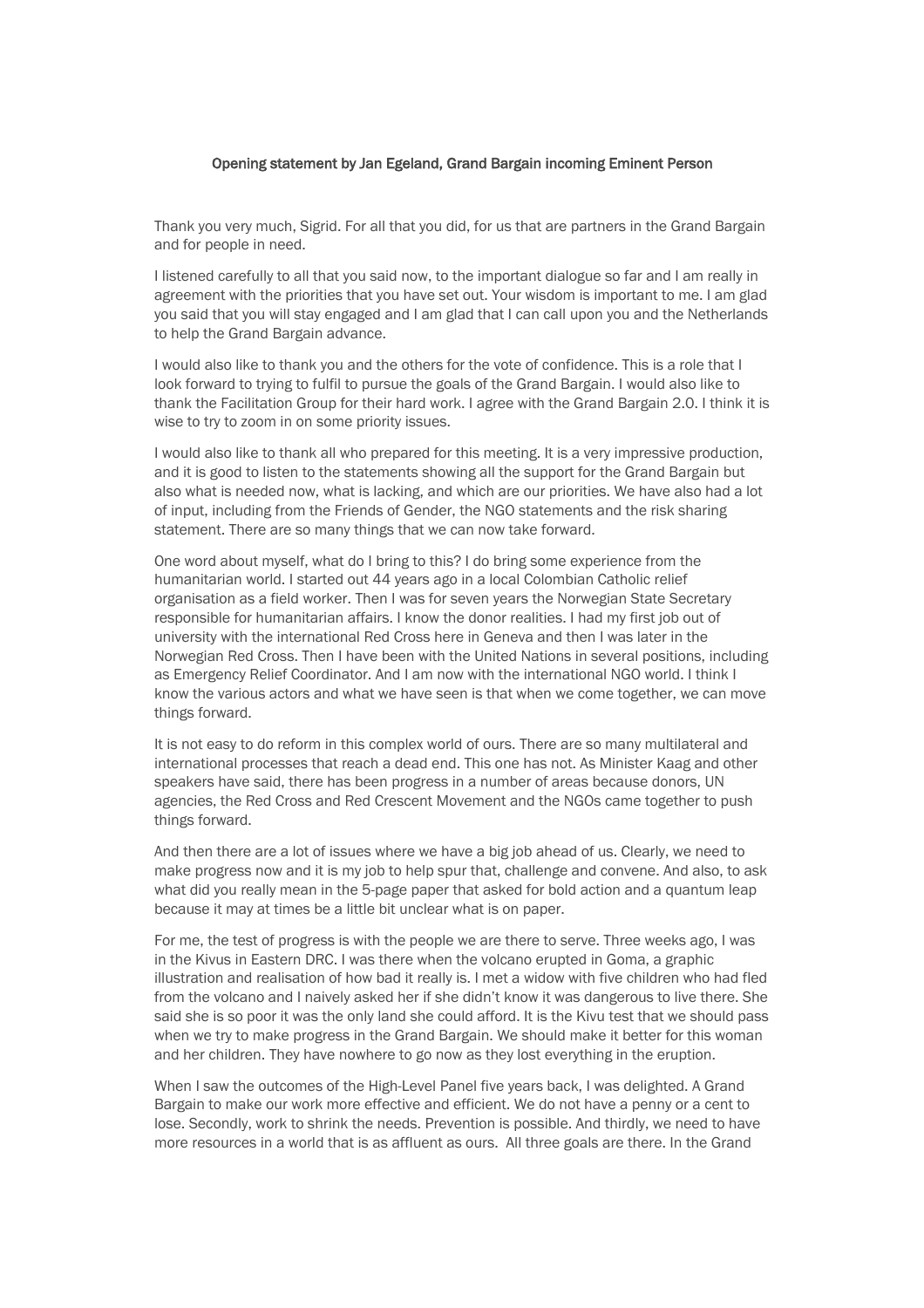**Opening statement by Jan Egeland, Grand Bargain incoming Eminent Person**

Thank you very much, Sigrid. For all that you did, for us that are partners in the Grand Bargain and for people in need.

I listened carefully to all that you said now, to the important dialogue so far and I am really in agreement with the priorities that you have set out. Your wisdom is important to me. I am glad you said that you will stay engaged and I am glad that I can call upon you and the Netherlands to help the Grand Bargain advance.

I would also like to thank you and the others for the vote of confidence. This is a role that I look forward to trying to fulfil to pursue the goals of the Grand Bargain. I would also like to thank the Facilitation Group for their hard work. I agree with the Grand Bargain 2.0. I think it is wise to try to zoom in on some priority issues.

I would also like to thank all who prepared for this meeting. It is a very impressive production, and it is good to listen to the statements showing all the support for the Grand Bargain but also what is needed now, what is lacking, and which are our priorities. We have also had a lot of input, including from the Friends of Gender, the NGO statements and the risk sharing statement. There are so many things that we can now take forward.

One word about myself, what do I bring to this? I do bring some experience from the humanitarian world. I started out 44 years ago in a local Colombian Catholic relief organisation as a field worker. Then I was for seven years the Norwegian State Secretary responsible for humanitarian affairs. I know the donor realities. I had my first job out of university with the international Red Cross here in Geneva and then I was later in the Norwegian Red Cross. Then I have been with the United Nations in several positions, including as Emergency Relief Coordinator. And I am now with the international NGO world. I think I know the various actors and what we have seen is that when we come together, we can move things forward.

It is not easy to do reform in this complex world of ours. There are so many multilateral and international processes that reach a dead end. This one has not. As Minister Kaag and other speakers have said, there has been progress in a number of areas because donors, UN agencies, the Red Cross and Red Crescent Movement and the NGOs came together to push things forward.

And then there are a lot of issues where we have a big job ahead of us. Clearly, we need to make progress now and it is my job to help spur that, challenge and convene. And also, to ask what did you really mean in the 5-page paper that asked for bold action and a quantum leap because it may at times be a little bit unclear what is on paper.

For me, the test of progress is with the people we are there to serve. Three weeks ago, I was in the Kivus in Eastern DRC. I was there when the volcano erupted in Goma, a graphic illustration and realisation of how bad it really is. I met a widow with five children who had fled from the volcano and I naively asked her if she didn't know it was dangerous to live there. She said she is so poor it was the only land she could afford. It is the Kivu test that we should pass when we try to make progress in the Grand Bargain. We should make it better for this woman and her children. They have nowhere to go now as they lost everything in the eruption.

When I saw the outcomes of the High-Level Panel five years back, I was delighted. A Grand Bargain to make our work more effective and efficient. We do not have a penny or a cent to lose. Secondly, work to shrink the needs. Prevention is possible. And thirdly, we need to have more resources in a world that is as affluent as ours. All three goals are there. In the Grand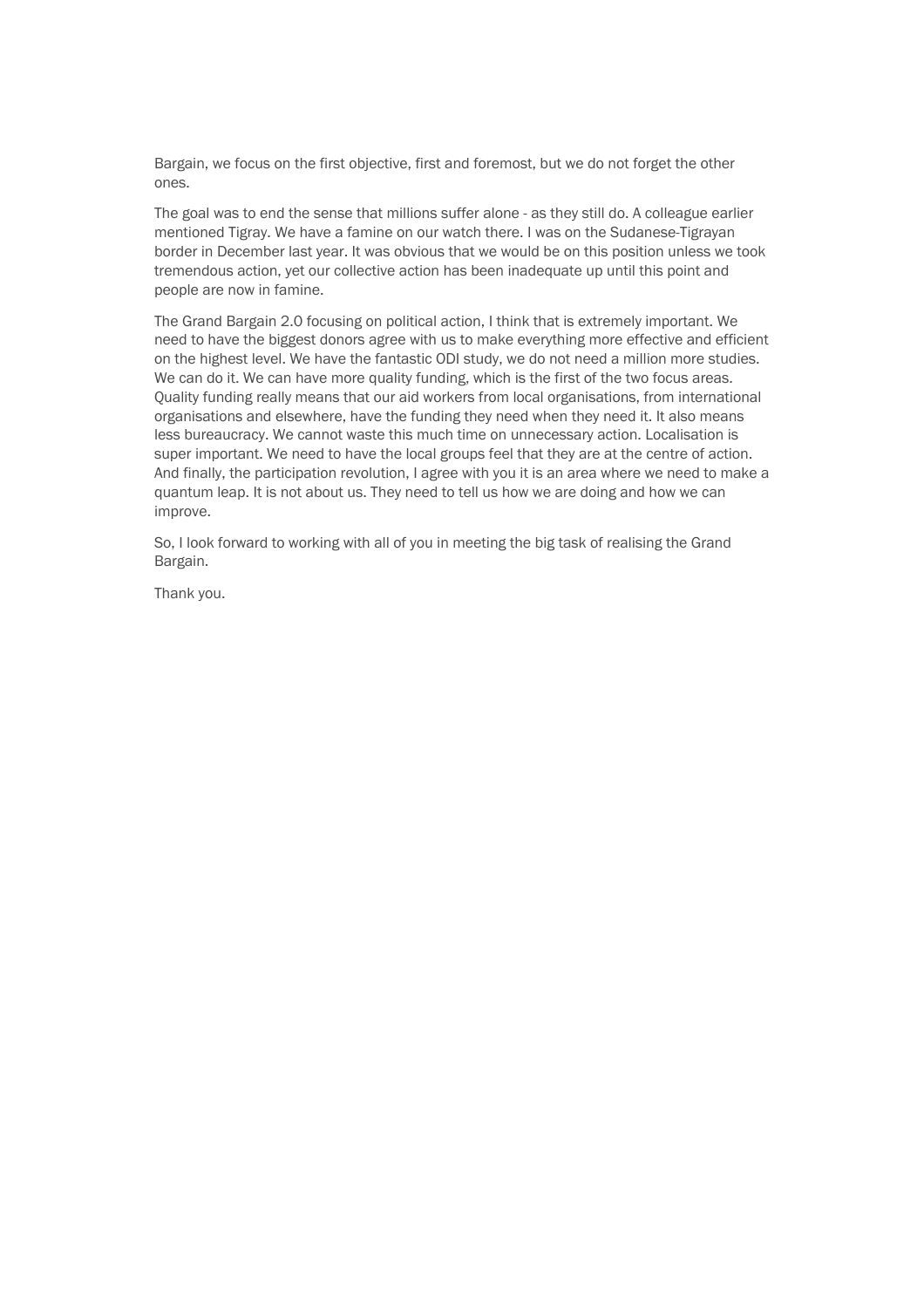Bargain, we focus on the first objective, first and foremost, but we do not forget the other ones.

The goal was to end the sense that millions suffer alone - as they still do. A colleague earlier mentioned Tigray. We have a famine on our watch there. I was on the Sudanese-Tigrayan border in December last year. It was obvious that we would be on this position unless we took tremendous action, yet our collective action has been inadequate up until this point and people are now in famine.

The Grand Bargain 2.0 focusing on political action, I think that is extremely important. We need to have the biggest donors agree with us to make everything more effective and efficient on the highest level. We have the fantastic ODI study, we do not need a million more studies. We can do it. We can have more quality funding, which is the first of the two focus areas. Quality funding really means that our aid workers from local organisations, from international organisations and elsewhere, have the funding they need when they need it. It also means less bureaucracy. We cannot waste this much time on unnecessary action. Localisation is super important. We need to have the local groups feel that they are at the centre of action. And finally, the participation revolution, I agree with you it is an area where we need to make a quantum leap. It is not about us. They need to tell us how we are doing and how we can improve.

So, I look forward to working with all of you in meeting the big task of realising the Grand Bargain.

Thank you.